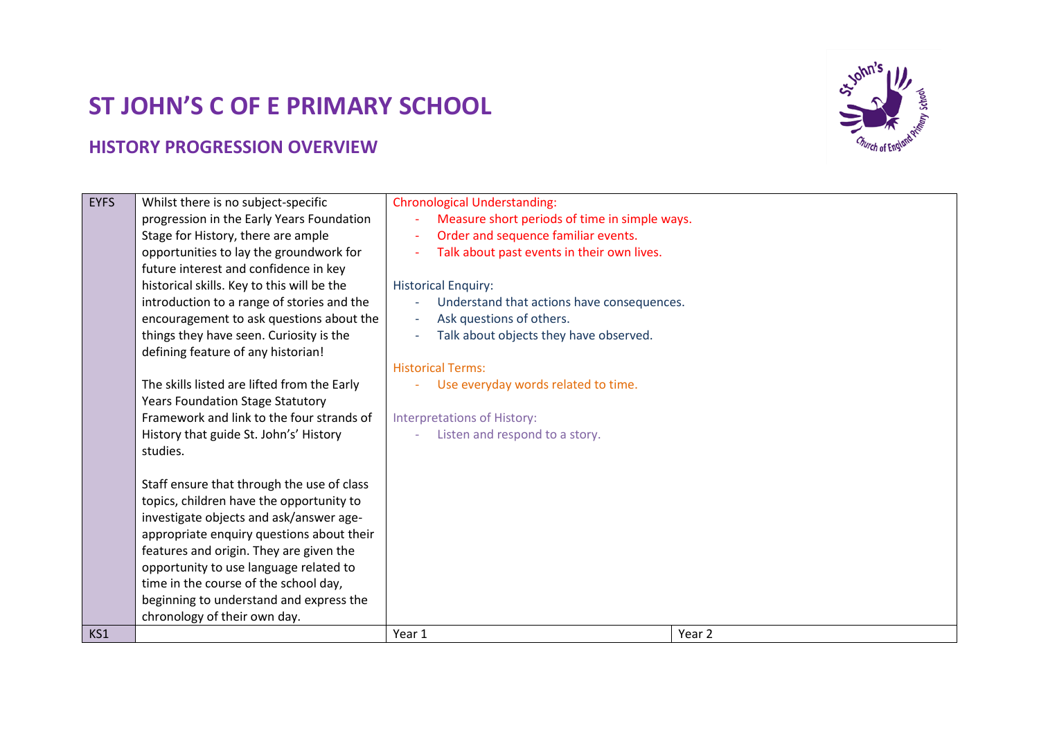# ST JOHN'S C OF E PRIMARY SCHOOL

## HISTORY PROGRESSION OVERVIEW

| | | | |
|---|---|---|---|
| EYFS | Whilst there is no subject-specific progression in the Early Years Foundation Stage for History, there are ample opportunities to lay the groundwork for future interest and confidence in key historical skills. Key to this will be the introduction to a range of stories and the encouragement to ask questions about the things they have seen. Curiosity is the defining feature of any historian!<br><br>The skills listed are lifted from the Early Years Foundation Stage Statutory Framework and link to the four strands of History that guide St. John's' History studies.<br><br>Staff ensure that through the use of class topics, children have the opportunity to investigate objects and ask/answer age-appropriate enquiry questions about their features and origin. They are given the opportunity to use language related to time in the course of the school day, beginning to understand and express the chronology of their own day. | Chronological Understanding:<br>- Measure short periods of time in simple ways.<br>- Order and sequence familiar events.<br>- Talk about past events in their own lives.<br><br>Historical Enquiry:<br>- Understand that actions have consequences.<br>- Ask questions of others.<br>- Talk about objects they have observed.<br><br>Historical Terms:<br>- Use everyday words related to time.<br><br>Interpretations of History:<br>- Listen and respond to a story. | |
| KS1 | | Year 1 | Year 2 |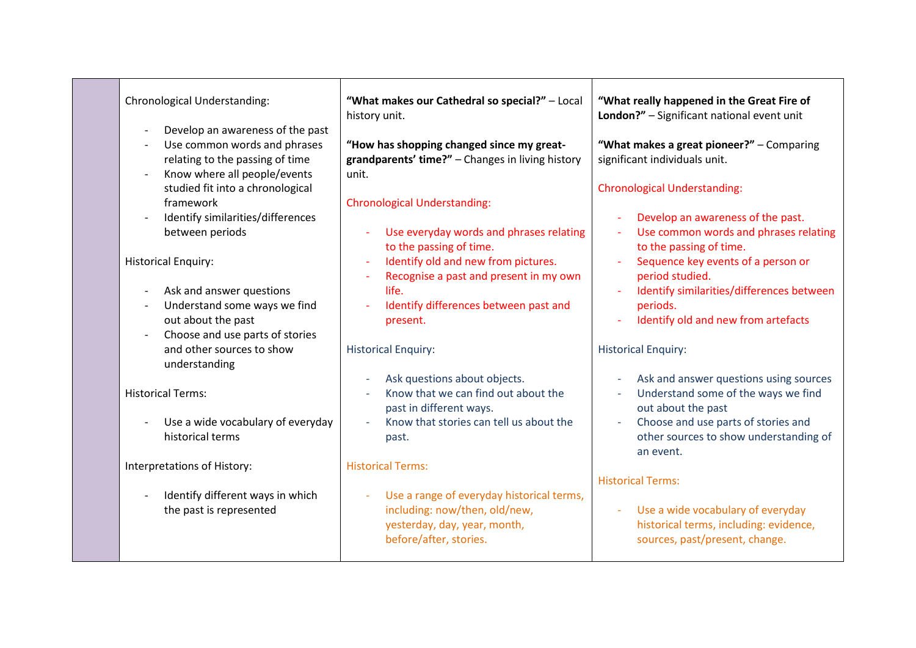| | | | |
|---|---|---|---|
| | Chronological Understanding:<br><br>- Develop an awareness of the past<br>- Use common words and phrases relating to the passing of time<br>- Know where all people/events studied fit into a chronological framework<br>- Identify similarities/differences between periods<br><br>Historical Enquiry:<br><br>- Ask and answer questions<br>- Understand some ways we find out about the past<br>- Choose and use parts of stories and other sources to show understanding<br><br>Historical Terms:<br><br>- Use a wide vocabulary of everyday historical terms<br><br>Interpretations of History:<br><br>- Identify different ways in which the past is represented | **"What makes our Cathedral so special?"** – Local history unit.<br><br>**"How has shopping changed since my great-grandparents' time?"** – Changes in living history unit.<br><br>Chronological Understanding:<br><br>- Use everyday words and phrases relating to the passing of time.<br>- Identify old and new from pictures.<br>- Recognise a past and present in my own life.<br>- Identify differences between past and present.<br><br>Historical Enquiry:<br><br>- Ask questions about objects.<br>- Know that we can find out about the past in different ways.<br>- Know that stories can tell us about the past.<br><br>Historical Terms:<br><br>- Use a range of everyday historical terms, including: now/then, old/new, yesterday, day, year, month, before/after, stories. | **"What really happened in the Great Fire of London?"** – Significant national event unit<br><br>**"What makes a great pioneer?"** – Comparing significant individuals unit.<br><br>Chronological Understanding:<br><br>- Develop an awareness of the past.<br>- Use common words and phrases relating to the passing of time.<br>- Sequence key events of a person or period studied.<br>- Identify similarities/differences between periods.<br>- Identify old and new from artefacts<br><br>Historical Enquiry:<br><br>- Ask and answer questions using sources<br>- Understand some of the ways we find out about the past<br>- Choose and use parts of stories and other sources to show understanding of an event.<br><br>Historical Terms:<br><br>- Use a wide vocabulary of everyday historical terms, including: evidence, sources, past/present, change. |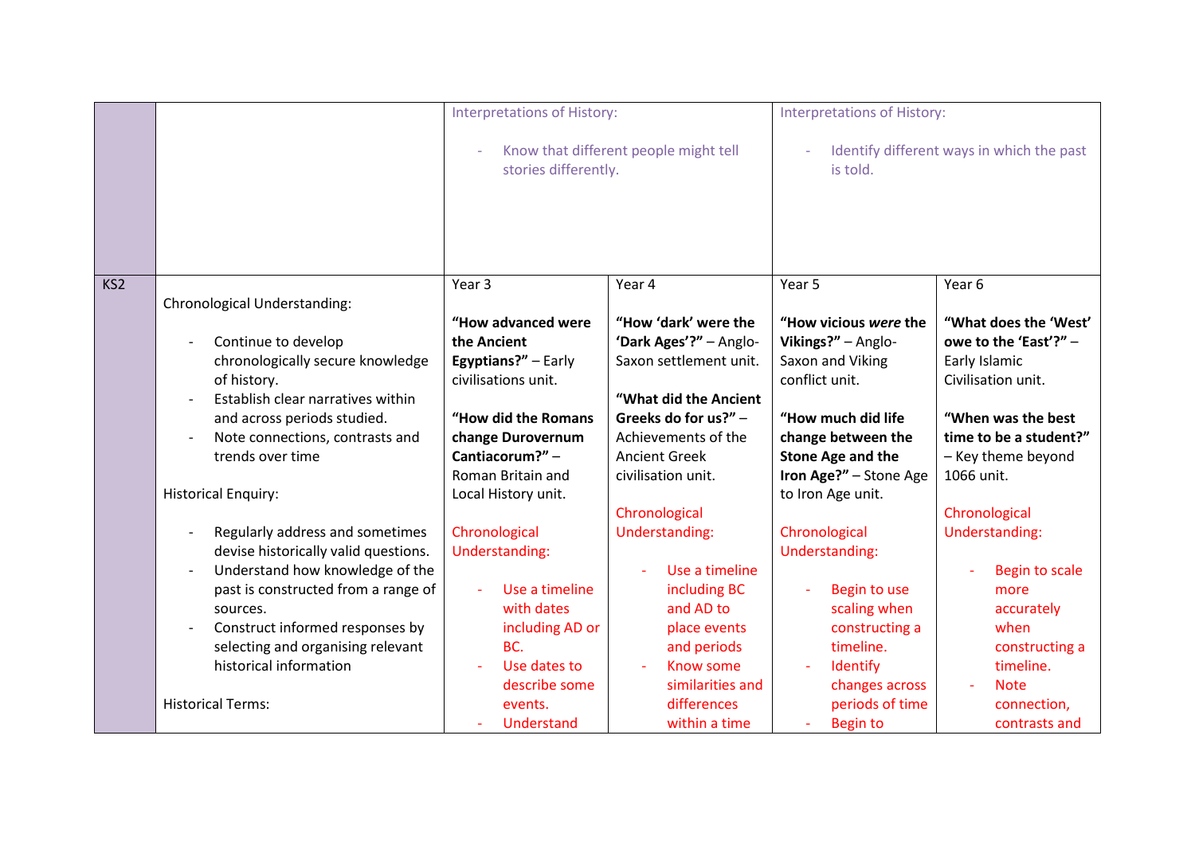| | | | | | |
|---|---|---|---|---|---|
| | | Interpretations of History:<br><br>- Know that different people might tell stories differently. | | Interpretations of History:<br><br>- Identify different ways in which the past is told. | |
| KS2 | Chronological Understanding:<br><br>- Continue to develop chronologically secure knowledge of history.<br>- Establish clear narratives within and across periods studied.<br>- Note connections, contrasts and trends over time<br><br>Historical Enquiry:<br><br>- Regularly address and sometimes devise historically valid questions.<br>- Understand how knowledge of the past is constructed from a range of sources.<br>- Construct informed responses by selecting and organising relevant historical information<br><br>Historical Terms: | Year 3<br><br>**"How advanced were the Ancient Egyptians?"** – Early civilisations unit.<br><br>**"How did the Romans change Durovernum Cantiacorum?"** – Roman Britain and Local History unit.<br><br>Chronological Understanding:<br><br>- Use a timeline with dates including AD or BC.<br>- Use dates to describe some events.<br>- Understand | Year 4<br><br>**"How 'dark' were the 'Dark Ages'?"** – Anglo-Saxon settlement unit.<br><br>**"What did the Ancient Greeks do for us?"** – Achievements of the Ancient Greek civilisation unit.<br><br>Chronological Understanding:<br><br>- Use a timeline including BC and AD to place events and periods<br>- Know some similarities and differences within a time | Year 5<br><br>**"How vicious *were* the Vikings?"** – Anglo-Saxon and Viking conflict unit.<br><br>**"How much did life change between the Stone Age and the Iron Age?"** – Stone Age to Iron Age unit.<br><br>Chronological Understanding:<br><br>- Begin to use scaling when constructing a timeline.<br>- Identify changes across periods of time<br>- Begin to | Year 6<br><br>**"What does the 'West' owe to the 'East'?"** – Early Islamic Civilisation unit.<br><br>**"When was the best time to be a student?"** – Key theme beyond 1066 unit.<br><br>Chronological Understanding:<br><br>- Begin to scale more accurately when constructing a timeline.<br>- Note connection, contrasts and |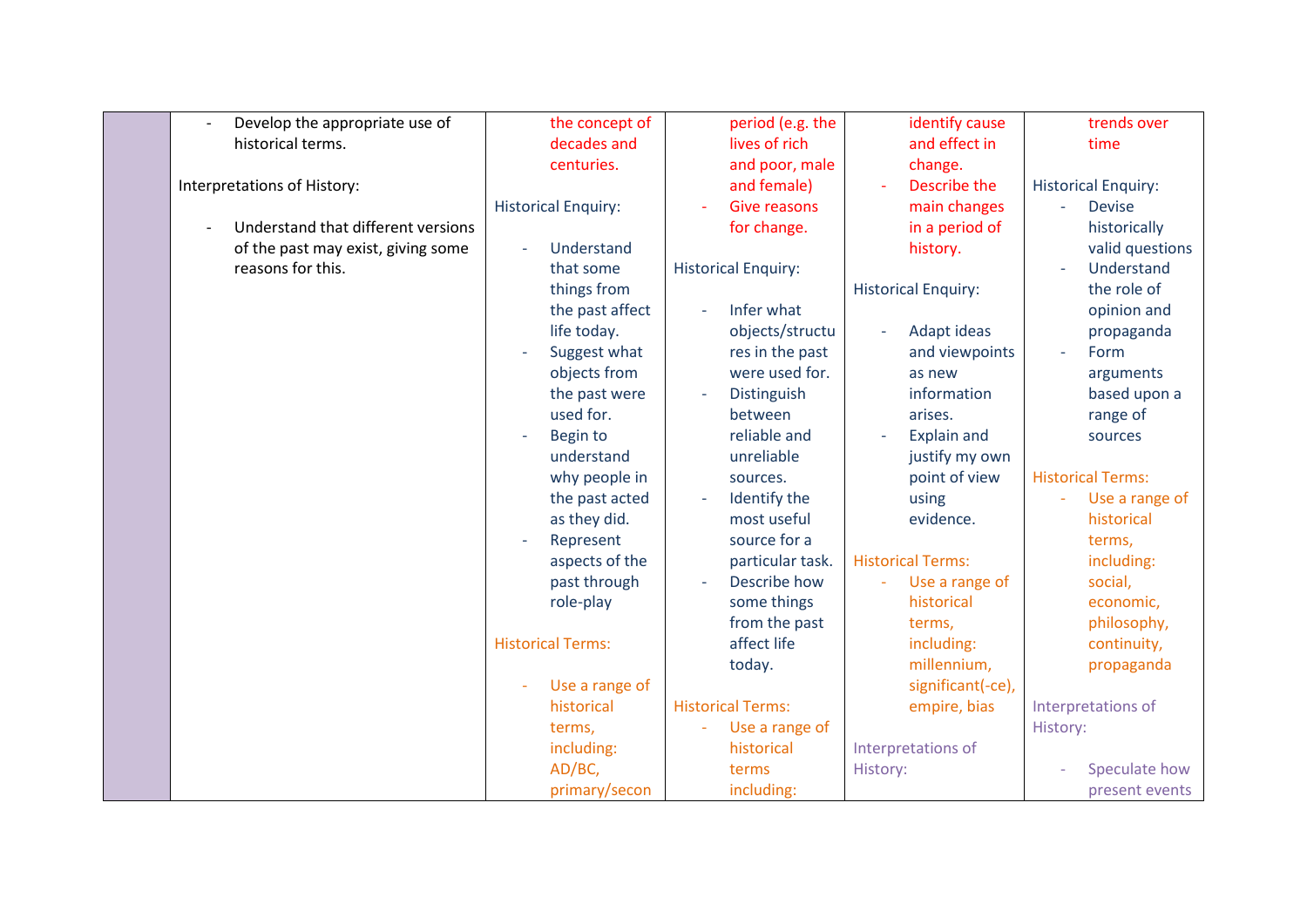| | | | | | |
|---|---|---|---|---|---|
| | - Develop the appropriate use of historical terms.<br><br>Interpretations of History:<br><br>- Understand that different versions of the past may exist, giving some reasons for this. | the concept of decades and centuries.<br><br>Historical Enquiry:<br><br>- Understand that some things from the past affect life today.<br>- Suggest what objects from the past were used for.<br>- Begin to understand why people in the past acted as they did.<br>- Represent aspects of the past through role-play<br><br>Historical Terms:<br><br>- Use a range of historical terms, including: AD/BC, primary/secon | period (e.g. the lives of rich and poor, male and female)<br>- Give reasons for change.<br><br>Historical Enquiry:<br><br>- Infer what objects/structures in the past were used for.<br>- Distinguish between reliable and unreliable sources.<br>- Identify the most useful source for a particular task.<br>- Describe how some things from the past affect life today.<br><br>Historical Terms:<br>- Use a range of historical terms including: | identify cause and effect in change.<br>- Describe the main changes in a period of history.<br><br>Historical Enquiry:<br><br>- Adapt ideas and viewpoints as new information arises.<br>- Explain and justify my own point of view using evidence.<br><br>Historical Terms:<br>- Use a range of historical terms, including: millennium, significant(-ce), empire, bias<br><br>Interpretations of History: | trends over time<br><br>Historical Enquiry:<br>- Devise historically valid questions<br>- Understand the role of opinion and propaganda<br>- Form arguments based upon a range of sources<br><br>Historical Terms:<br>- Use a range of historical terms, including: social, economic, philosophy, continuity, propaganda<br><br>Interpretations of History:<br><br>- Speculate how present events |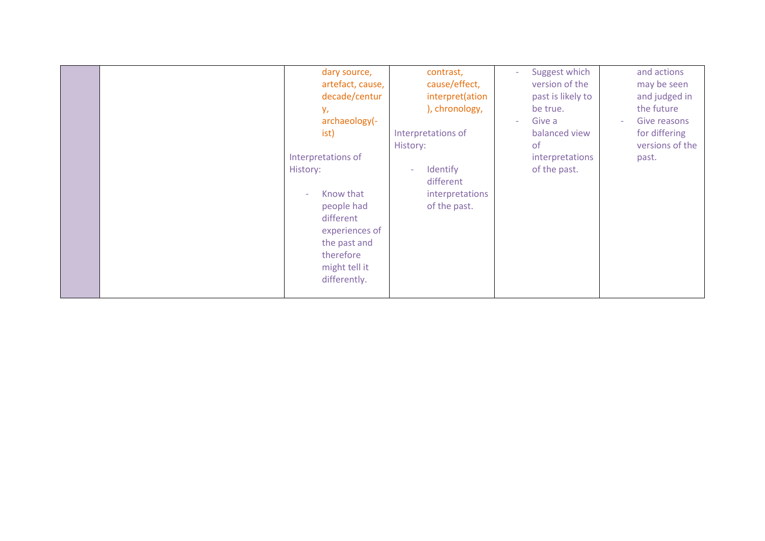| | | | | | |
|---|---|---|---|---|---|
| | | dary source, artefact, cause, decade/century, archaeology(-ist)<br><br>Interpretations of History:<br><br>- Know that people had different experiences of the past and therefore might tell it differently. | contrast, cause/effect, interpret(ation), chronology,<br><br>Interpretations of History:<br><br>- Identify different interpretations of the past. | - Suggest which version of the past is likely to be true.<br>- Give a balanced view of interpretations of the past. | and actions may be seen and judged in the future<br>- Give reasons for differing versions of the past. |